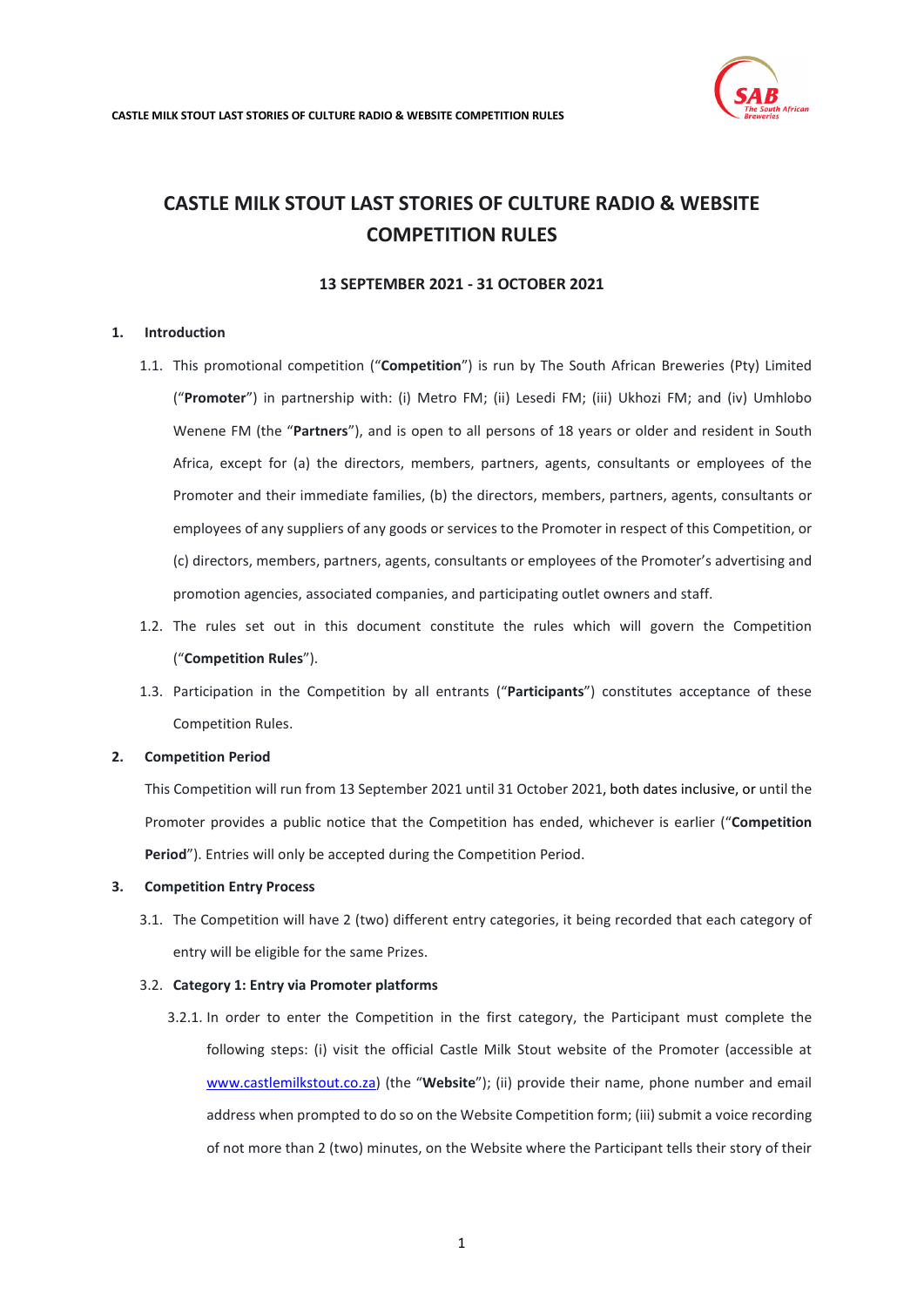# CASTLE MILK STOUT LAST STORIES OF CULTURE RADIO & WEBSITE COMPETITION RULES

**13 SEPTEMBER 2021 - 31 OCTOBER 2021**

**1. Introduction**

1.1. This promotional competition ("**Competition**") is run by The South African Breweries (Pty) Limited ("**Promoter**") in partnership with: (i) Metro FM; (ii) Lesedi FM; (iii) Ukhozi FM; and (iv) Umhlobo Wenene FM (the "**Partners**"), and is open to all persons of 18 years or older and resident in South Africa, except for (a) the directors, members, partners, agents, consultants or employees of the Promoter and their immediate families, (b) the directors, members, partners, agents, consultants or employees of any suppliers of any goods or services to the Promoter in respect of this Competition, or (c) directors, members, partners, agents, consultants or employees of the Promoter's advertising and promotion agencies, associated companies, and participating outlet owners and staff.

1.2. The rules set out in this document constitute the rules which will govern the Competition ("**Competition Rules**").

1.3. Participation in the Competition by all entrants ("**Participants**") constitutes acceptance of these Competition Rules.

**2. Competition Period**

This Competition will run from 13 September 2021 until 31 October 2021, both dates inclusive, or until the Promoter provides a public notice that the Competition has ended, whichever is earlier ("**Competition Period**"). Entries will only be accepted during the Competition Period.

**3. Competition Entry Process**

3.1. The Competition will have 2 (two) different entry categories, it being recorded that each category of entry will be eligible for the same Prizes.

3.2. **Category 1: Entry via Promoter platforms**

3.2.1. In order to enter the Competition in the first category, the Participant must complete the following steps: (i) visit the official Castle Milk Stout website of the Promoter (accessible at www.castlemilkstout.co.za) (the "**Website**"); (ii) provide their name, phone number and email address when prompted to do so on the Website Competition form; (iii) submit a voice recording of not more than 2 (two) minutes, on the Website where the Participant tells their story of their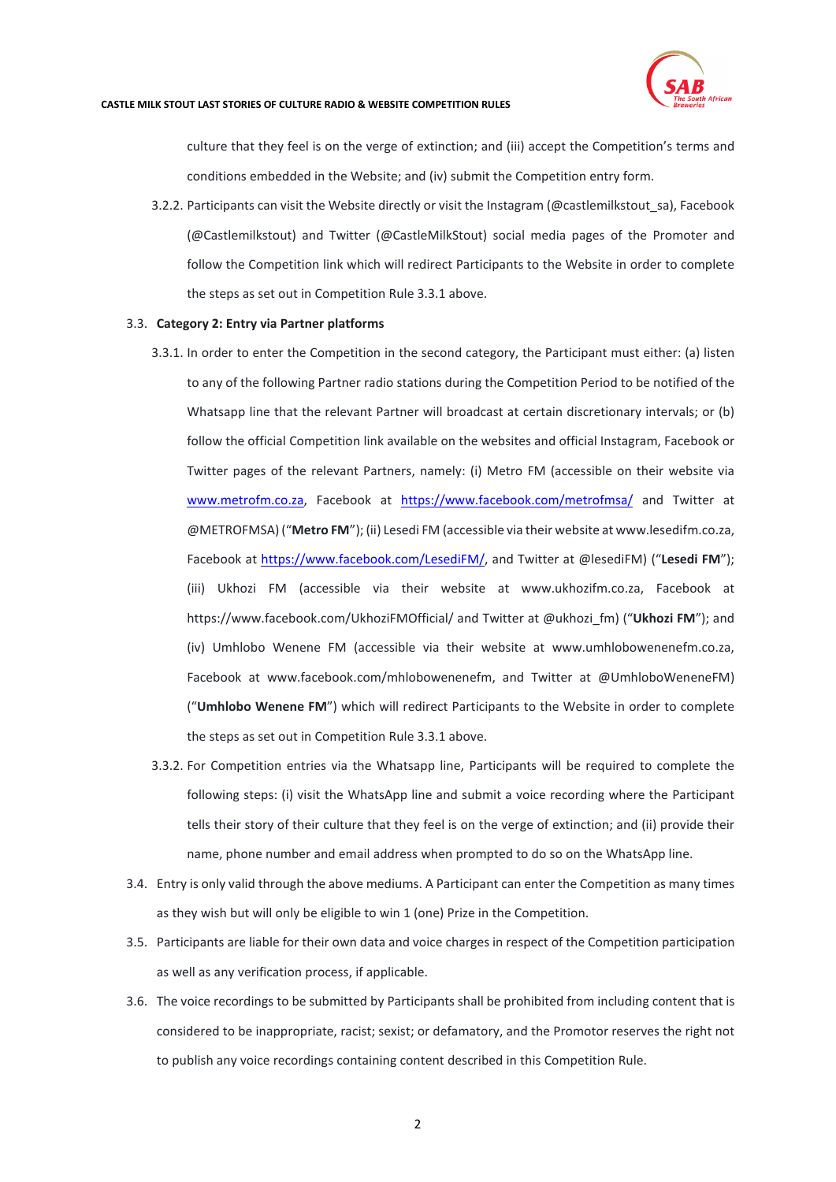culture that they feel is on the verge of extinction; and (iii) accept the Competition's terms and conditions embedded in the Website; and (iv) submit the Competition entry form.

3.2.2. Participants can visit the Website directly or visit the Instagram (@castlemilkstout_sa), Facebook (@Castlemilkstout) and Twitter (@CastleMilkStout) social media pages of the Promoter and follow the Competition link which will redirect Participants to the Website in order to complete the steps as set out in Competition Rule 3.3.1 above.

3.3. **Category 2: Entry via Partner platforms**

3.3.1. In order to enter the Competition in the second category, the Participant must either: (a) listen to any of the following Partner radio stations during the Competition Period to be notified of the Whatsapp line that the relevant Partner will broadcast at certain discretionary intervals; or (b) follow the official Competition link available on the websites and official Instagram, Facebook or Twitter pages of the relevant Partners, namely: (i) Metro FM (accessible on their website via [www.metrofm.co.za](www.metrofm.co.za), Facebook at [https://www.facebook.com/metrofmsa/](https://www.facebook.com/metrofmsa/) and Twitter at @METROFMSA) ("**Metro FM**"); (ii) Lesedi FM (accessible via their website at www.lesedifm.co.za, Facebook at [https://www.facebook.com/LesediFM/](https://www.facebook.com/LesediFM/), and Twitter at @lesediFM) ("**Lesedi FM**"); (iii) Ukhozi FM (accessible via their website at www.ukhozifm.co.za, Facebook at https://www.facebook.com/UkhoziFMOfficial/ and Twitter at @ukhozi_fm) ("**Ukhozi FM**"); and (iv) Umhlobo Wenene FM (accessible via their website at www.umhlobowenenefm.co.za, Facebook at www.facebook.com/mhlobowenenefm, and Twitter at @UmhloboWeneneFM) ("**Umhlobo Wenene FM**") which will redirect Participants to the Website in order to complete the steps as set out in Competition Rule 3.3.1 above.

3.3.2. For Competition entries via the Whatsapp line, Participants will be required to complete the following steps: (i) visit the WhatsApp line and submit a voice recording where the Participant tells their story of their culture that they feel is on the verge of extinction; and (ii) provide their name, phone number and email address when prompted to do so on the WhatsApp line.

3.4. Entry is only valid through the above mediums. A Participant can enter the Competition as many times as they wish but will only be eligible to win 1 (one) Prize in the Competition.

3.5. Participants are liable for their own data and voice charges in respect of the Competition participation as well as any verification process, if applicable.

3.6. The voice recordings to be submitted by Participants shall be prohibited from including content that is considered to be inappropriate, racist; sexist; or defamatory, and the Promotor reserves the right not to publish any voice recordings containing content described in this Competition Rule.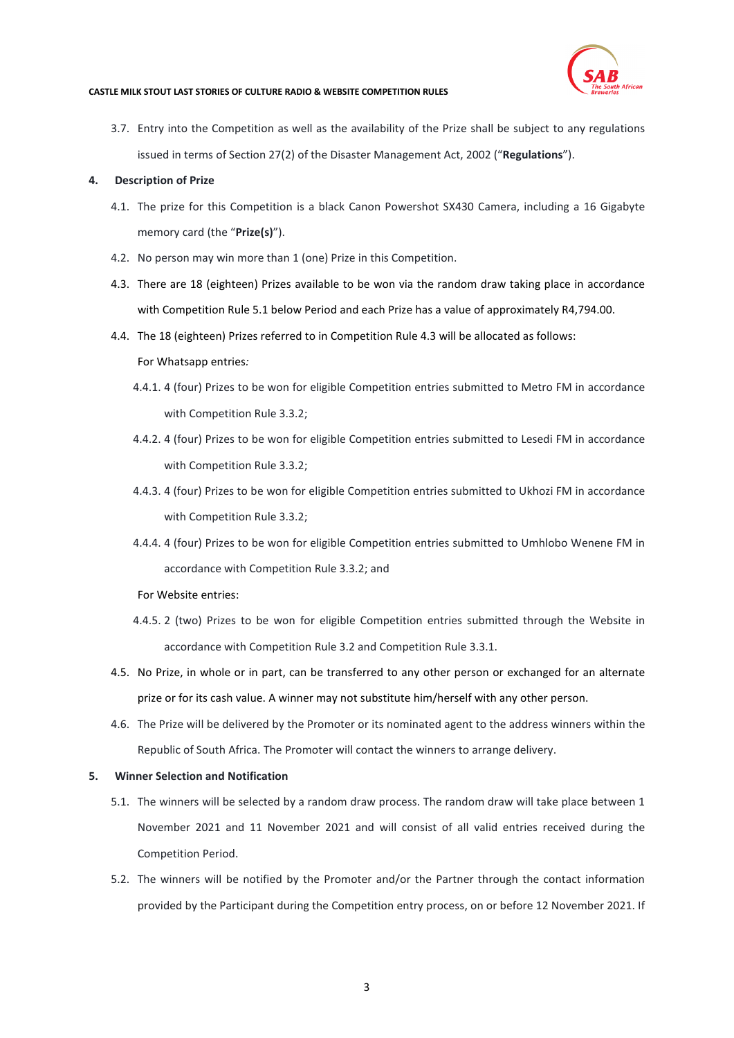3.7. Entry into the Competition as well as the availability of the Prize shall be subject to any regulations issued in terms of Section 27(2) of the Disaster Management Act, 2002 ("**Regulations**").

**4. Description of Prize**

4.1. The prize for this Competition is a black Canon Powershot SX430 Camera, including a 16 Gigabyte memory card (the "**Prize(s)**").

4.2. No person may win more than 1 (one) Prize in this Competition.

4.3. There are 18 (eighteen) Prizes available to be won via the random draw taking place in accordance with Competition Rule 5.1 below Period and each Prize has a value of approximately R4,794.00.

4.4. The 18 (eighteen) Prizes referred to in Competition Rule 4.3 will be allocated as follows:

For Whatsapp entries*:*

4.4.1. 4 (four) Prizes to be won for eligible Competition entries submitted to Metro FM in accordance with Competition Rule 3.3.2;

4.4.2. 4 (four) Prizes to be won for eligible Competition entries submitted to Lesedi FM in accordance with Competition Rule 3.3.2;

4.4.3. 4 (four) Prizes to be won for eligible Competition entries submitted to Ukhozi FM in accordance with Competition Rule 3.3.2;

4.4.4. 4 (four) Prizes to be won for eligible Competition entries submitted to Umhlobo Wenene FM in accordance with Competition Rule 3.3.2; and

For Website entries:

4.4.5. 2 (two) Prizes to be won for eligible Competition entries submitted through the Website in accordance with Competition Rule 3.2 and Competition Rule 3.3.1.

4.5. No Prize, in whole or in part, can be transferred to any other person or exchanged for an alternate prize or for its cash value. A winner may not substitute him/herself with any other person.

4.6. The Prize will be delivered by the Promoter or its nominated agent to the address winners within the Republic of South Africa. The Promoter will contact the winners to arrange delivery.

**5. Winner Selection and Notification**

5.1. The winners will be selected by a random draw process. The random draw will take place between 1 November 2021 and 11 November 2021 and will consist of all valid entries received during the Competition Period.

5.2. The winners will be notified by the Promoter and/or the Partner through the contact information provided by the Participant during the Competition entry process, on or before 12 November 2021. If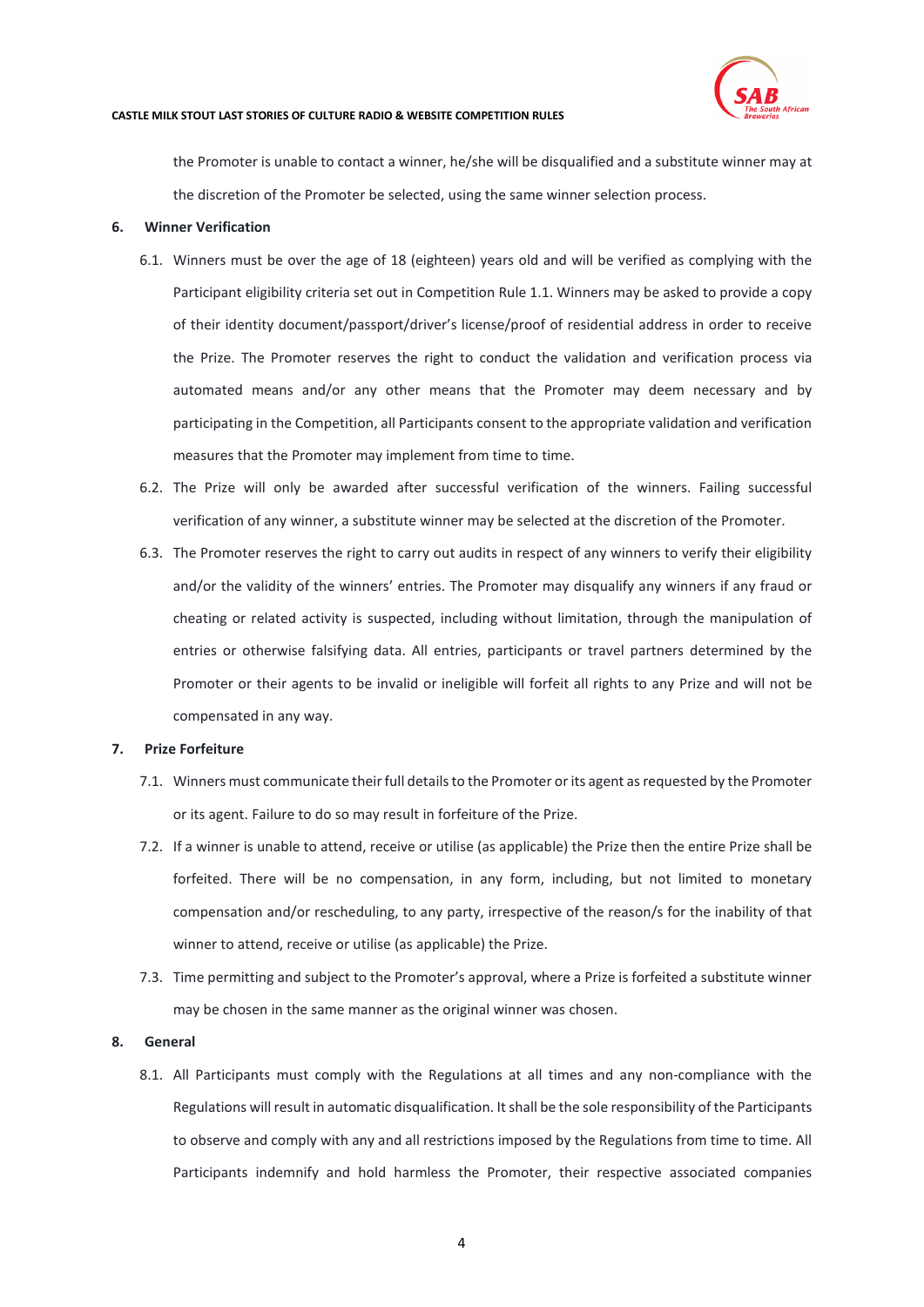the Promoter is unable to contact a winner, he/she will be disqualified and a substitute winner may at the discretion of the Promoter be selected, using the same winner selection process.

## 6. Winner Verification

6.1. Winners must be over the age of 18 (eighteen) years old and will be verified as complying with the Participant eligibility criteria set out in Competition Rule 1.1. Winners may be asked to provide a copy of their identity document/passport/driver's license/proof of residential address in order to receive the Prize. The Promoter reserves the right to conduct the validation and verification process via automated means and/or any other means that the Promoter may deem necessary and by participating in the Competition, all Participants consent to the appropriate validation and verification measures that the Promoter may implement from time to time.

6.2. The Prize will only be awarded after successful verification of the winners. Failing successful verification of any winner, a substitute winner may be selected at the discretion of the Promoter.

6.3. The Promoter reserves the right to carry out audits in respect of any winners to verify their eligibility and/or the validity of the winners' entries. The Promoter may disqualify any winners if any fraud or cheating or related activity is suspected, including without limitation, through the manipulation of entries or otherwise falsifying data. All entries, participants or travel partners determined by the Promoter or their agents to be invalid or ineligible will forfeit all rights to any Prize and will not be compensated in any way.

## 7. Prize Forfeiture

7.1. Winners must communicate their full details to the Promoter or its agent as requested by the Promoter or its agent. Failure to do so may result in forfeiture of the Prize.

7.2. If a winner is unable to attend, receive or utilise (as applicable) the Prize then the entire Prize shall be forfeited. There will be no compensation, in any form, including, but not limited to monetary compensation and/or rescheduling, to any party, irrespective of the reason/s for the inability of that winner to attend, receive or utilise (as applicable) the Prize.

7.3. Time permitting and subject to the Promoter's approval, where a Prize is forfeited a substitute winner may be chosen in the same manner as the original winner was chosen.

## 8. General

8.1. All Participants must comply with the Regulations at all times and any non-compliance with the Regulations will result in automatic disqualification. It shall be the sole responsibility of the Participants to observe and comply with any and all restrictions imposed by the Regulations from time to time. All Participants indemnify and hold harmless the Promoter, their respective associated companies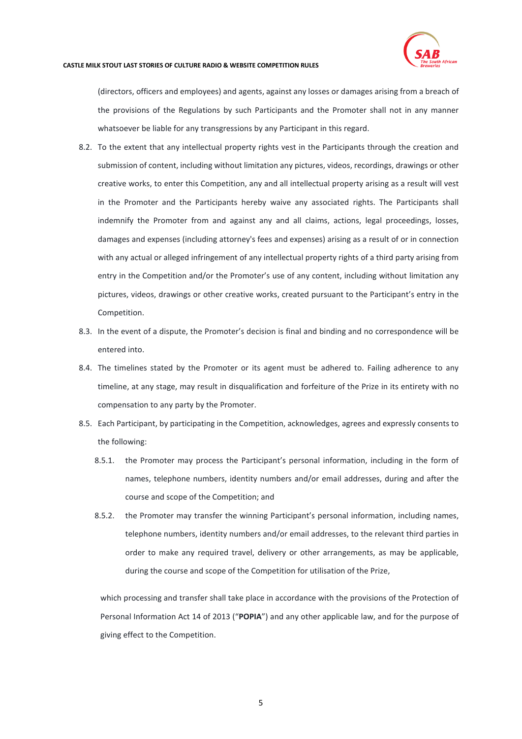(directors, officers and employees) and agents, against any losses or damages arising from a breach of the provisions of the Regulations by such Participants and the Promoter shall not in any manner whatsoever be liable for any transgressions by any Participant in this regard.

8.2. To the extent that any intellectual property rights vest in the Participants through the creation and submission of content, including without limitation any pictures, videos, recordings, drawings or other creative works, to enter this Competition, any and all intellectual property arising as a result will vest in the Promoter and the Participants hereby waive any associated rights. The Participants shall indemnify the Promoter from and against any and all claims, actions, legal proceedings, losses, damages and expenses (including attorney's fees and expenses) arising as a result of or in connection with any actual or alleged infringement of any intellectual property rights of a third party arising from entry in the Competition and/or the Promoter's use of any content, including without limitation any pictures, videos, drawings or other creative works, created pursuant to the Participant's entry in the Competition.

8.3. In the event of a dispute, the Promoter's decision is final and binding and no correspondence will be entered into.

8.4. The timelines stated by the Promoter or its agent must be adhered to. Failing adherence to any timeline, at any stage, may result in disqualification and forfeiture of the Prize in its entirety with no compensation to any party by the Promoter.

8.5. Each Participant, by participating in the Competition, acknowledges, agrees and expressly consents to the following:

   8.5.1. the Promoter may process the Participant's personal information, including in the form of names, telephone numbers, identity numbers and/or email addresses, during and after the course and scope of the Competition; and

   8.5.2. the Promoter may transfer the winning Participant's personal information, including names, telephone numbers, identity numbers and/or email addresses, to the relevant third parties in order to make any required travel, delivery or other arrangements, as may be applicable, during the course and scope of the Competition for utilisation of the Prize,

which processing and transfer shall take place in accordance with the provisions of the Protection of Personal Information Act 14 of 2013 ("**POPIA**") and any other applicable law, and for the purpose of giving effect to the Competition.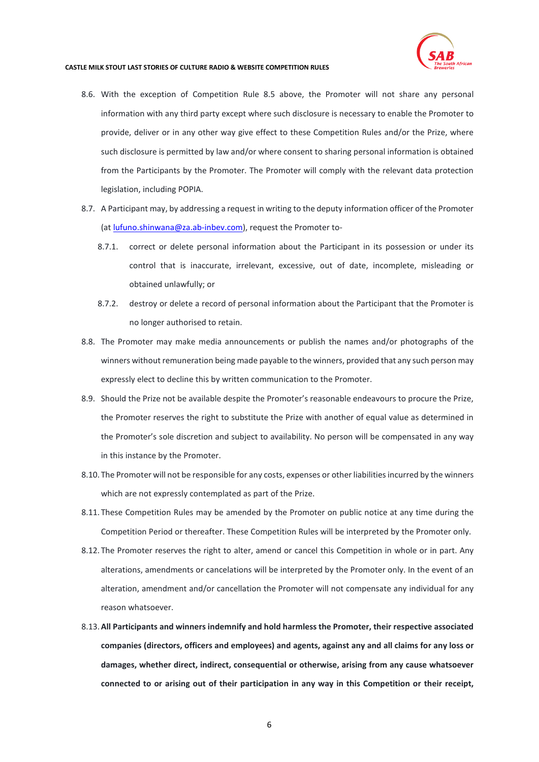8.6. With the exception of Competition Rule 8.5 above, the Promoter will not share any personal information with any third party except where such disclosure is necessary to enable the Promoter to provide, deliver or in any other way give effect to these Competition Rules and/or the Prize, where such disclosure is permitted by law and/or where consent to sharing personal information is obtained from the Participants by the Promoter. The Promoter will comply with the relevant data protection legislation, including POPIA.

8.7. A Participant may, by addressing a request in writing to the deputy information officer of the Promoter (at [lufuno.shinwana@za.ab-inbev.com](mailto:lufuno.shinwana@za.ab-inbev.com)), request the Promoter to-

   8.7.1. correct or delete personal information about the Participant in its possession or under its control that is inaccurate, irrelevant, excessive, out of date, incomplete, misleading or obtained unlawfully; or

   8.7.2. destroy or delete a record of personal information about the Participant that the Promoter is no longer authorised to retain.

8.8. The Promoter may make media announcements or publish the names and/or photographs of the winners without remuneration being made payable to the winners, provided that any such person may expressly elect to decline this by written communication to the Promoter.

8.9. Should the Prize not be available despite the Promoter's reasonable endeavours to procure the Prize, the Promoter reserves the right to substitute the Prize with another of equal value as determined in the Promoter's sole discretion and subject to availability. No person will be compensated in any way in this instance by the Promoter.

8.10. The Promoter will not be responsible for any costs, expenses or other liabilities incurred by the winners which are not expressly contemplated as part of the Prize.

8.11. These Competition Rules may be amended by the Promoter on public notice at any time during the Competition Period or thereafter. These Competition Rules will be interpreted by the Promoter only.

8.12. The Promoter reserves the right to alter, amend or cancel this Competition in whole or in part. Any alterations, amendments or cancelations will be interpreted by the Promoter only. In the event of an alteration, amendment and/or cancellation the Promoter will not compensate any individual for any reason whatsoever.

8.13. **All Participants and winners indemnify and hold harmless the Promoter, their respective associated companies (directors, officers and employees) and agents, against any and all claims for any loss or damages, whether direct, indirect, consequential or otherwise, arising from any cause whatsoever connected to or arising out of their participation in any way in this Competition or their receipt,**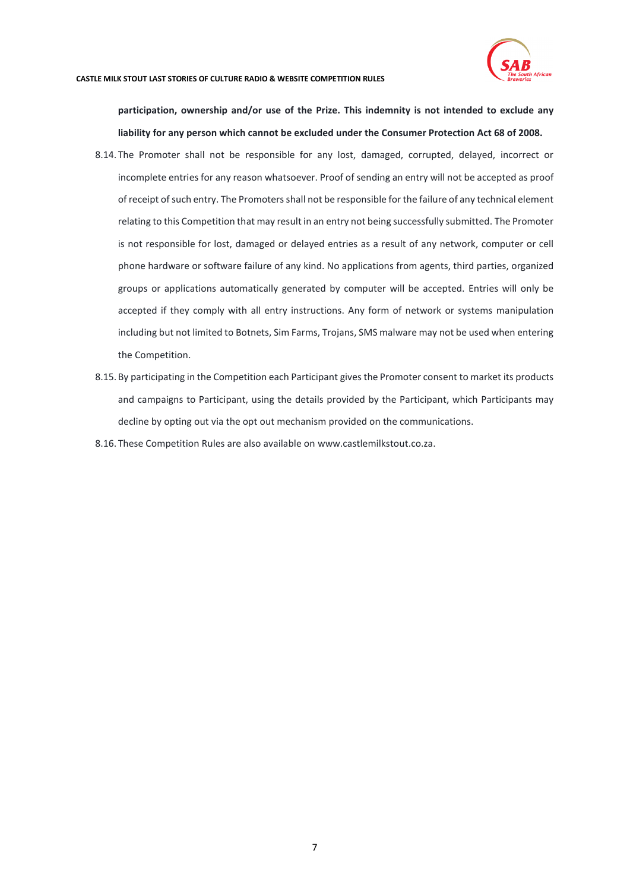**participation, ownership and/or use of the Prize. This indemnity is not intended to exclude any liability for any person which cannot be excluded under the Consumer Protection Act 68 of 2008.**

8.14. The Promoter shall not be responsible for any lost, damaged, corrupted, delayed, incorrect or incomplete entries for any reason whatsoever. Proof of sending an entry will not be accepted as proof of receipt of such entry. The Promoters shall not be responsible for the failure of any technical element relating to this Competition that may result in an entry not being successfully submitted. The Promoter is not responsible for lost, damaged or delayed entries as a result of any network, computer or cell phone hardware or software failure of any kind. No applications from agents, third parties, organized groups or applications automatically generated by computer will be accepted. Entries will only be accepted if they comply with all entry instructions. Any form of network or systems manipulation including but not limited to Botnets, Sim Farms, Trojans, SMS malware may not be used when entering the Competition.

8.15. By participating in the Competition each Participant gives the Promoter consent to market its products and campaigns to Participant, using the details provided by the Participant, which Participants may decline by opting out via the opt out mechanism provided on the communications.

8.16. These Competition Rules are also available on www.castlemilkstout.co.za.